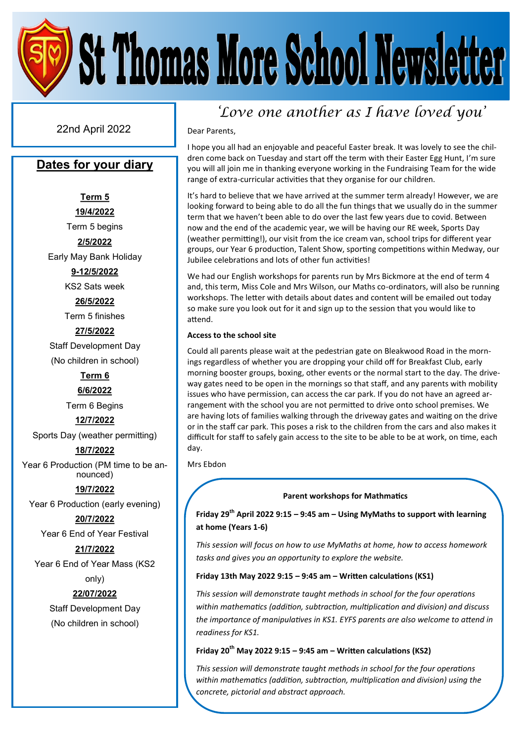# St Thomas More School Newsletter

22nd April 2022

## Dates for your diary

**Term 5**

**19/4/2022**
Term 5 begins

**2/5/2022**
Early May Bank Holiday

**9-12/5/2022**
KS2 Sats week

**26/5/2022**
Term 5 finishes

**27/5/2022**
Staff Development Day
(No children in school)

**Term 6**

**6/6/2022**
Term 6 Begins

**12/7/2022**
Sports Day (weather permitting)

**18/7/2022**
Year 6 Production (PM time to be announced)

**19/7/2022**
Year 6 Production (early evening)

**20/7/2022**
Year 6 End of Year Festival

**21/7/2022**
Year 6 End of Year Mass (KS2 only)

**22/07/2022**
Staff Development Day
(No children in school)

## *'Love one another as I have loved you'*

Dear Parents,

I hope you all had an enjoyable and peaceful Easter break. It was lovely to see the children come back on Tuesday and start off the term with their Easter Egg Hunt, I'm sure you will all join me in thanking everyone working in the Fundraising Team for the wide range of extra-curricular activities that they organise for our children.

It's hard to believe that we have arrived at the summer term already! However, we are looking forward to being able to do all the fun things that we usually do in the summer term that we haven't been able to do over the last few years due to covid. Between now and the end of the academic year, we will be having our RE week, Sports Day (weather permitting!), our visit from the ice cream van, school trips for different year groups, our Year 6 production, Talent Show, sporting competitions within Medway, our Jubilee celebrations and lots of other fun activities!

We had our English workshops for parents run by Mrs Bickmore at the end of term 4 and, this term, Miss Cole and Mrs Wilson, our Maths co-ordinators, will also be running workshops. The letter with details about dates and content will be emailed out today so make sure you look out for it and sign up to the session that you would like to attend.

**Access to the school site**

Could all parents please wait at the pedestrian gate on Bleakwood Road in the mornings regardless of whether you are dropping your child off for Breakfast Club, early morning booster groups, boxing, other events or the normal start to the day. The driveway gates need to be open in the mornings so that staff, and any parents with mobility issues who have permission, can access the car park. If you do not have an agreed arrangement with the school you are not permitted to drive onto school premises. We are having lots of families walking through the driveway gates and waiting on the drive or in the staff car park. This poses a risk to the children from the cars and also makes it difficult for staff to safely gain access to the site to be able to be at work, on time, each day.

Mrs Ebdon

**Parent workshops for Mathmatics**

**Friday 29th April 2022 9:15 – 9:45 am – Using MyMaths to support with learning at home (Years 1-6)**

*This session will focus on how to use MyMaths at home, how to access homework tasks and gives you an opportunity to explore the website.*

**Friday 13th May 2022 9:15 – 9:45 am – Written calculations (KS1)**

*This session will demonstrate taught methods in school for the four operations within mathematics (addition, subtraction, multiplication and division) and discuss the importance of manipulatives in KS1. EYFS parents are also welcome to attend in readiness for KS1.*

**Friday 20th May 2022 9:15 – 9:45 am – Written calculations (KS2)**

*This session will demonstrate taught methods in school for the four operations within mathematics (addition, subtraction, multiplication and division) using the concrete, pictorial and abstract approach.*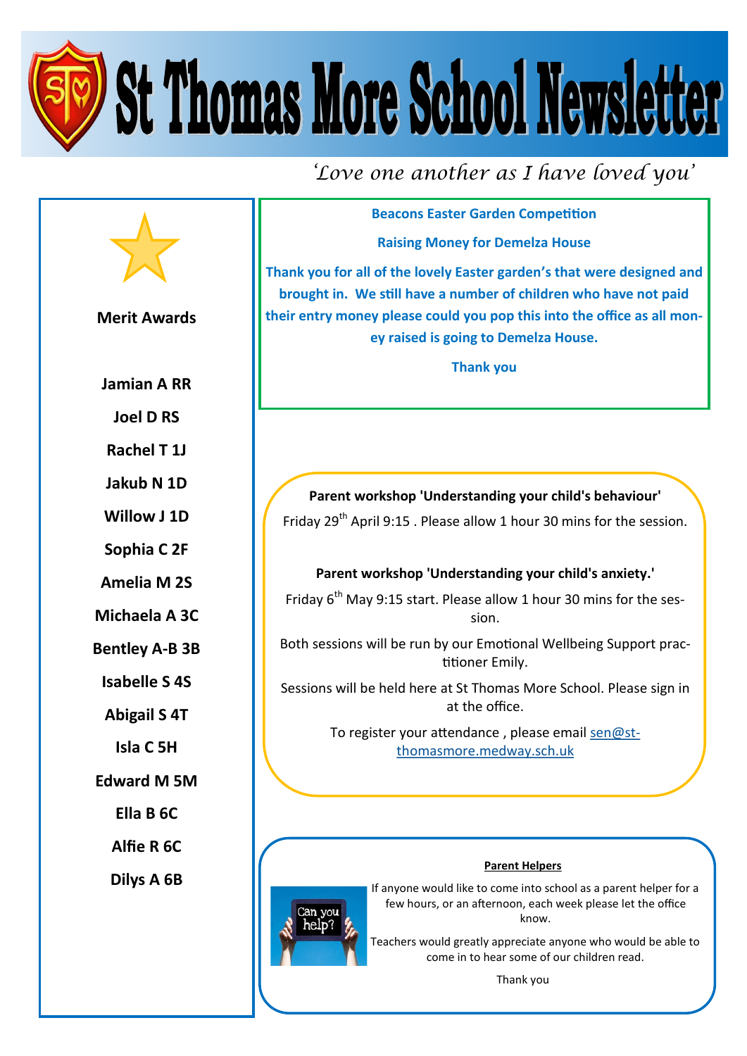# St Thomas More School Newsletter

*'Love one another as I have loved you'*

## Merit Awards

- Jamian A RR
- Joel D RS
- Rachel T 1J
- Jakub N 1D
- Willow J 1D
- Sophia C 2F
- Amelia M 2S
- Michaela A 3C
- Bentley A-B 3B
- Isabelle S 4S
- Abigail S 4T
- Isla C 5H
- Edward M 5M
- Ella B 6C
- Alfie R 6C
- Dilys A 6B

## Beacons Easter Garden Competition

**Raising Money for Demelza House**

**Thank you for all of the lovely Easter garden's that were designed and brought in. We still have a number of children who have not paid their entry money please could you pop this into the office as all money raised is going to Demelza House.**

**Thank you**

**Parent workshop 'Understanding your child's behaviour'**

Friday 29th April 9:15 . Please allow 1 hour 30 mins for the session.

**Parent workshop 'Understanding your child's anxiety.'**

Friday 6th May 9:15 start. Please allow 1 hour 30 mins for the session.

Both sessions will be run by our Emotional Wellbeing Support practitioner Emily.

Sessions will be held here at St Thomas More School. Please sign in at the office.

To register your attendance , please email sen@st-thomasmore.medway.sch.uk

**Parent Helpers**

If anyone would like to come into school as a parent helper for a few hours, or an afternoon, each week please let the office know.

Teachers would greatly appreciate anyone who would be able to come in to hear some of our children read.

Thank you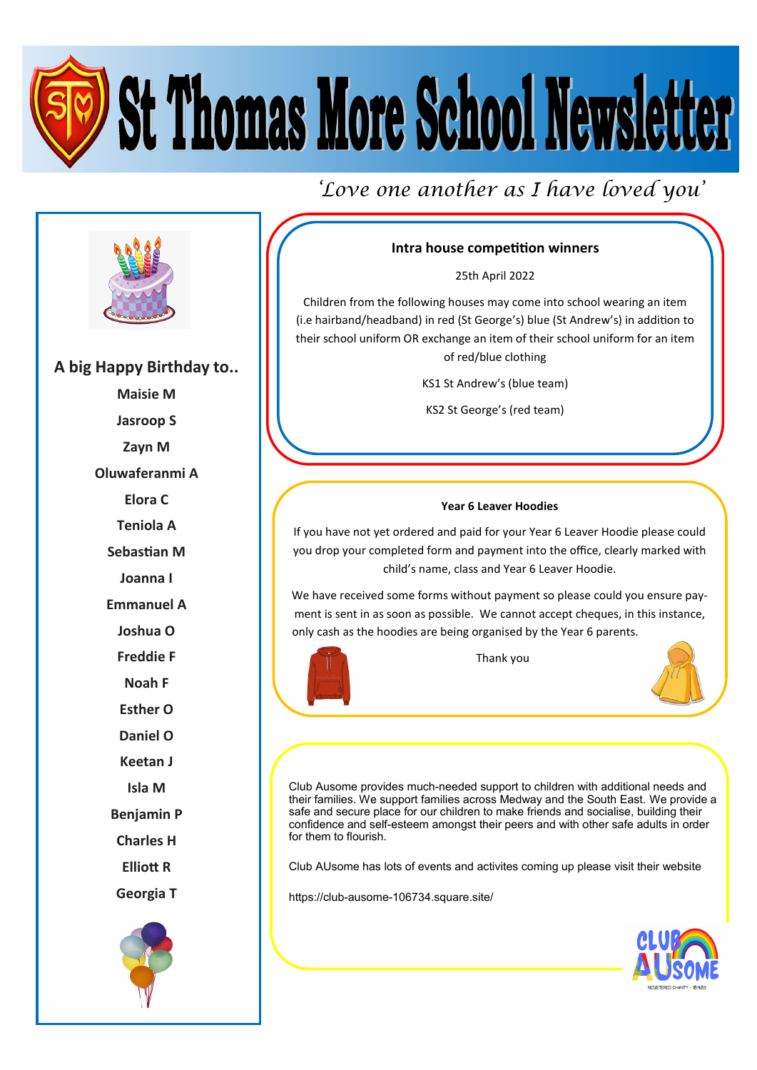# St Thomas More School Newsletter

*'Love one another as I have loved you'*

## A big Happy Birthday to..

**Maisie M**

**Jasroop S**

**Zayn M**

**Oluwaferanmi A**

**Elora C**

**Teniola A**

**Sebastian M**

**Joanna I**

**Emmanuel A**

**Joshua O**

**Freddie F**

**Noah F**

**Esther O**

**Daniel O**

**Keetan J**

**Isla M**

**Benjamin P**

**Charles H**

**Elliott R**

**Georgia T**

### Intra house competition winners

25th April 2022

Children from the following houses may come into school wearing an item (i.e hairband/headband) in red (St George's) blue (St Andrew's) in addition to their school uniform OR exchange an item of their school uniform for an item of red/blue clothing

KS1 St Andrew's (blue team)

KS2 St George's (red team)

### Year 6 Leaver Hoodies

If you have not yet ordered and paid for your Year 6 Leaver Hoodie please could you drop your completed form and payment into the office, clearly marked with child's name, class and Year 6 Leaver Hoodie.

We have received some forms without payment so please could you ensure payment is sent in as soon as possible. We cannot accept cheques, in this instance, only cash as the hoodies are being organised by the Year 6 parents.

Thank you

Club Ausome provides much-needed support to children with additional needs and their families. We support families across Medway and the South East. We provide a safe and secure place for our children to make friends and socialise, building their confidence and self-esteem amongst their peers and with other safe adults in order for them to flourish.

Club AUsome has lots of events and activites coming up please visit their website

https://club-ausome-106734.square.site/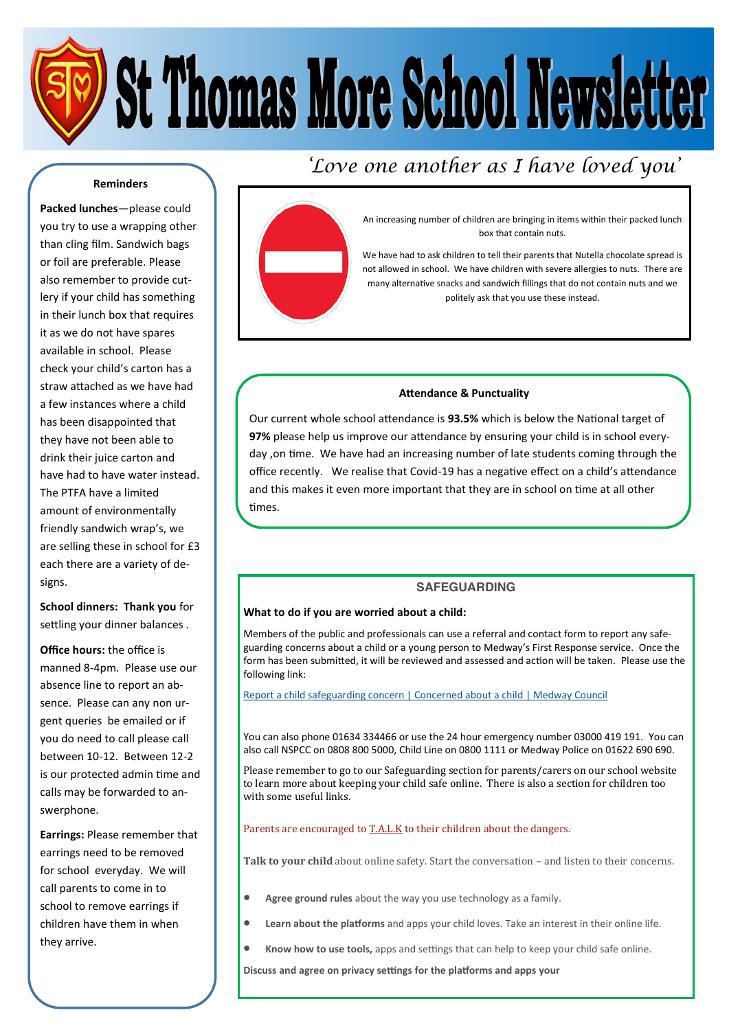# St Thomas More School Newsletter

*'Love one another as I have loved you'*

### Reminders

**Packed lunches**—please could you try to use a wrapping other than cling film. Sandwich bags or foil are preferable. Please also remember to provide cutlery if your child has something in their lunch box that requires it as we do not have spares available in school. Please check your child's carton has a straw attached as we have had a few instances where a child has been disappointed that they have not been able to drink their juice carton and have had to have water instead. The PTFA have a limited amount of environmentally friendly sandwich wrap's, we are selling these in school for £3 each there are a variety of designs.

**School dinners: Thank you** for settling your dinner balances .

**Office hours:** the office is manned 8-4pm. Please use our absence line to report an absence. Please can any non urgent queries be emailed or if you do need to call please call between 10-12. Between 12-2 is our protected admin time and calls may be forwarded to answerphone.

**Earrings:** Please remember that earrings need to be removed for school everyday. We will call parents to come in to school to remove earrings if children have them in when they arrive.

An increasing number of children are bringing in items within their packed lunch box that contain nuts.

We have had to ask children to tell their parents that Nutella chocolate spread is not allowed in school. We have children with severe allergies to nuts. There are many alternative snacks and sandwich fillings that do not contain nuts and we politely ask that you use these instead.

### Attendance & Punctuality

Our current whole school attendance is **93.5%** which is below the National target of **97%** please help us improve our attendance by ensuring your child is in school everyday ,on time. We have had an increasing number of late students coming through the office recently. We realise that Covid-19 has a negative effect on a child's attendance and this makes it even more important that they are in school on time at all other times.

### SAFEGUARDING

**What to do if you are worried about a child:**

Members of the public and professionals can use a referral and contact form to report any safeguarding concerns about a child or a young person to Medway's First Response service. Once the form has been submitted, it will be reviewed and assessed and action will be taken. Please use the following link:

Report a child safeguarding concern | Concerned about a child | Medway Council

You can also phone 01634 334466 or use the 24 hour emergency number 03000 419 191. You can also call NSPCC on 0808 800 5000, Child Line on 0800 1111 or Medway Police on 01622 690 690.

Please remember to go to our Safeguarding section for parents/carers on our school website to learn more about keeping your child safe online. There is also a section for children too with some useful links.

Parents are encouraged to T.A.L.K to their children about the dangers.

**Talk to your child** about online safety. Start the conversation – and listen to their concerns.

- **Agree ground rules** about the way you use technology as a family.
- **Learn about the platforms** and apps your child loves. Take an interest in their online life.
- **Know how to use tools,** apps and settings that can help to keep your child safe online.

**Discuss and agree on privacy settings for the platforms and apps your**